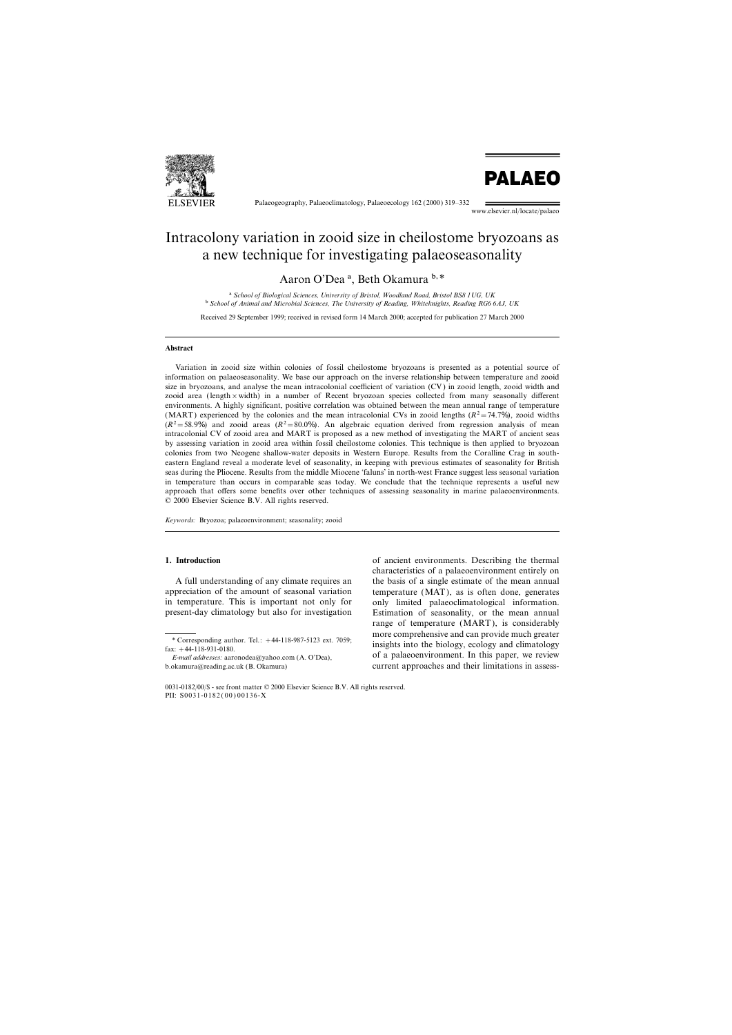# Intracolony variation in zooid size in cheilostome bryozoans as a new technique for investigating palaeoseasonality

Aaron O'Dea [a], Beth Okamura [b,*]

[a] *School of Biological Sciences, University of Bristol, Woodland Road, Bristol BS8 1UG, UK*
[b] *School of Animal and Microbial Sciences, The University of Reading, Whiteknights, Reading RG6 6AJ, UK*

Received 29 September 1999; received in revised form 14 March 2000; accepted for publication 27 March 2000

### Abstract

Variation in zooid size within colonies of fossil cheilostome bryozoans is presented as a potential source of information on palaeoseasonality. We base our approach on the inverse relationship between temperature and zooid size in bryozoans, and analyse the mean intracolonial coefficient of variation (CV) in zooid length, zooid width and zooid area (length × width) in a number of Recent bryozoan species collected from many seasonally different environments. A highly significant, positive correlation was obtained between the mean annual range of temperature (MART) experienced by the colonies and the mean intracolonial CVs in zooid lengths ($R^2=74.7\%$), zooid widths ($R^2=58.9\%$) and zooid areas ($R^2=80.0\%$). An algebraic equation derived from regression analysis of mean intracolonial CV of zooid area and MART is proposed as a new method of investigating the MART of ancient seas by assessing variation in zooid area within fossil cheilostome colonies. This technique is then applied to bryozoan colonies from two Neogene shallow-water deposits in Western Europe. Results from the Coralline Crag in south-eastern England reveal a moderate level of seasonality, in keeping with previous estimates of seasonality for British seas during the Pliocene. Results from the middle Miocene 'faluns' in north-west France suggest less seasonal variation in temperature than occurs in comparable seas today. We conclude that the technique represents a useful new approach that offers some benefits over other techniques of assessing seasonality in marine palaeoenvironments.
© 2000 Elsevier Science B.V. All rights reserved.

*Keywords:* Bryozoa; palaeoenvironment; seasonality; zooid

## 1. Introduction

A full understanding of any climate requires an appreciation of the amount of seasonal variation in temperature. This is important not only for present-day climatology but also for investigation of ancient environments. Describing the thermal characteristics of a palaeoenvironment entirely on the basis of a single estimate of the mean annual temperature (MAT), as is often done, generates only limited palaeoclimatological information. Estimation of seasonality, or the mean annual range of temperature (MART), is considerably more comprehensive and can provide much greater insights into the biology, ecology and climatology of a palaeoenvironment. In this paper, we review current approaches and their limitations in assess-

\* Corresponding author. Tel.: +44-118-987-5123 ext. 7059; fax: +44-118-931-0180.
*E-mail addresses:* aaronodea@yahoo.com (A. O'Dea), b.okamura@reading.ac.uk (B. Okamura)

0031-0182/00/$ - see front matter © 2000 Elsevier Science B.V. All rights reserved.
PII: S0031-0182(00)00136-X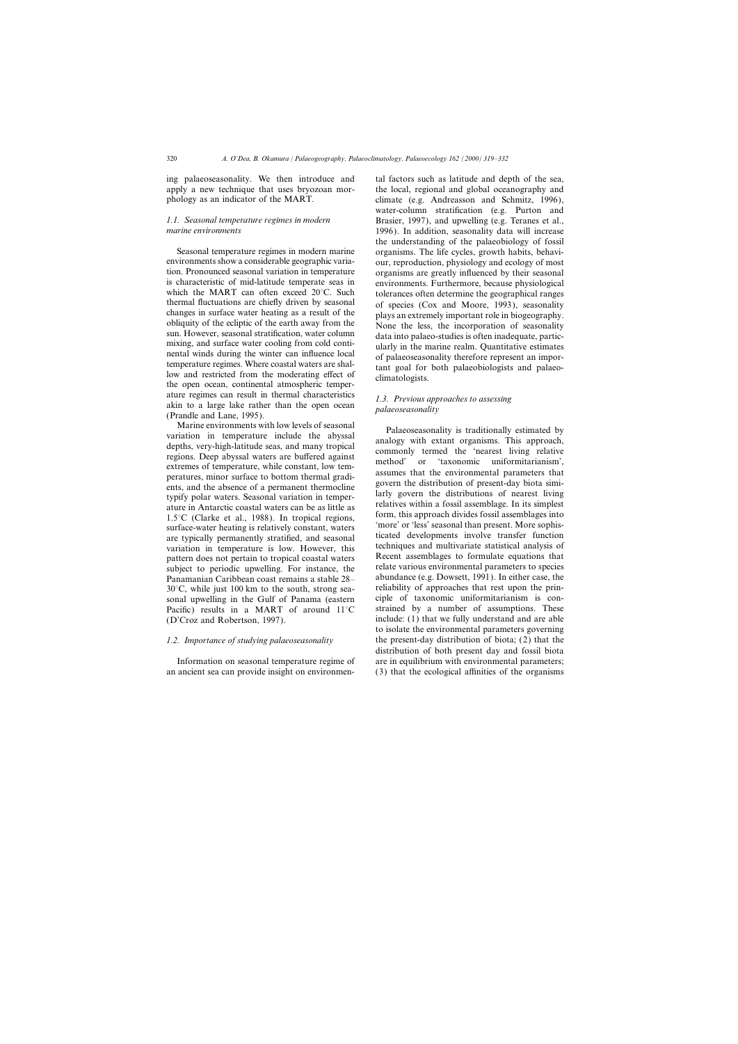ing palaeoseasonality. We then introduce and apply a new technique that uses bryozoan morphology as an indicator of the MART.

### 1.1. Seasonal temperature regimes in modern marine environments

Seasonal temperature regimes in modern marine environments show a considerable geographic variation. Pronounced seasonal variation in temperature is characteristic of mid-latitude temperate seas in which the MART can often exceed 20°C. Such thermal fluctuations are chiefly driven by seasonal changes in surface water heating as a result of the obliquity of the ecliptic of the earth away from the sun. However, seasonal stratification, water column mixing, and surface water cooling from cold continental winds during the winter can influence local temperature regimes. Where coastal waters are shallow and restricted from the moderating effect of the open ocean, continental atmospheric temperature regimes can result in thermal characteristics akin to a large lake rather than the open ocean (Prandle and Lane, 1995).

Marine environments with low levels of seasonal variation in temperature include the abyssal depths, very-high-latitude seas, and many tropical regions. Deep abyssal waters are buffered against extremes of temperature, while constant, low temperatures, minor surface to bottom thermal gradients, and the absence of a permanent thermocline typify polar waters. Seasonal variation in temperature in Antarctic coastal waters can be as little as 1.5°C (Clarke et al., 1988). In tropical regions, surface-water heating is relatively constant, waters are typically permanently stratified, and seasonal variation in temperature is low. However, this pattern does not pertain to tropical coastal waters subject to periodic upwelling. For instance, the Panamanian Caribbean coast remains a stable 28–30°C, while just 100 km to the south, strong seasonal upwelling in the Gulf of Panama (eastern Pacific) results in a MART of around 11°C (D'Croz and Robertson, 1997).

### 1.2. Importance of studying palaeoseasonality

Information on seasonal temperature regime of an ancient sea can provide insight on environmental factors such as latitude and depth of the sea, the local, regional and global oceanography and climate (e.g. Andreasson and Schmitz, 1996), water-column stratification (e.g. Purton and Brasier, 1997), and upwelling (e.g. Teranes et al., 1996). In addition, seasonality data will increase the understanding of the palaeobiology of fossil organisms. The life cycles, growth habits, behaviour, reproduction, physiology and ecology of most organisms are greatly influenced by their seasonal environments. Furthermore, because physiological tolerances often determine the geographical ranges of species (Cox and Moore, 1993), seasonality plays an extremely important role in biogeography. None the less, the incorporation of seasonality data into palaeo-studies is often inadequate, particularly in the marine realm. Quantitative estimates of palaeoseasonality therefore represent an important goal for both palaeobiologists and palaeoclimatologists.

### 1.3. Previous approaches to assessing palaeoseasonality

Palaeoseasonality is traditionally estimated by analogy with extant organisms. This approach, commonly termed the 'nearest living relative method' or 'taxonomic uniformitarianism', assumes that the environmental parameters that govern the distribution of present-day biota similarly govern the distributions of nearest living relatives within a fossil assemblage. In its simplest form, this approach divides fossil assemblages into 'more' or 'less' seasonal than present. More sophisticated developments involve transfer function techniques and multivariate statistical analysis of Recent assemblages to formulate equations that relate various environmental parameters to species abundance (e.g. Dowsett, 1991). In either case, the reliability of approaches that rest upon the principle of taxonomic uniformitarianism is constrained by a number of assumptions. These include: (1) that we fully understand and are able to isolate the environmental parameters governing the present-day distribution of biota; (2) that the distribution of both present day and fossil biota are in equilibrium with environmental parameters; (3) that the ecological affinities of the organisms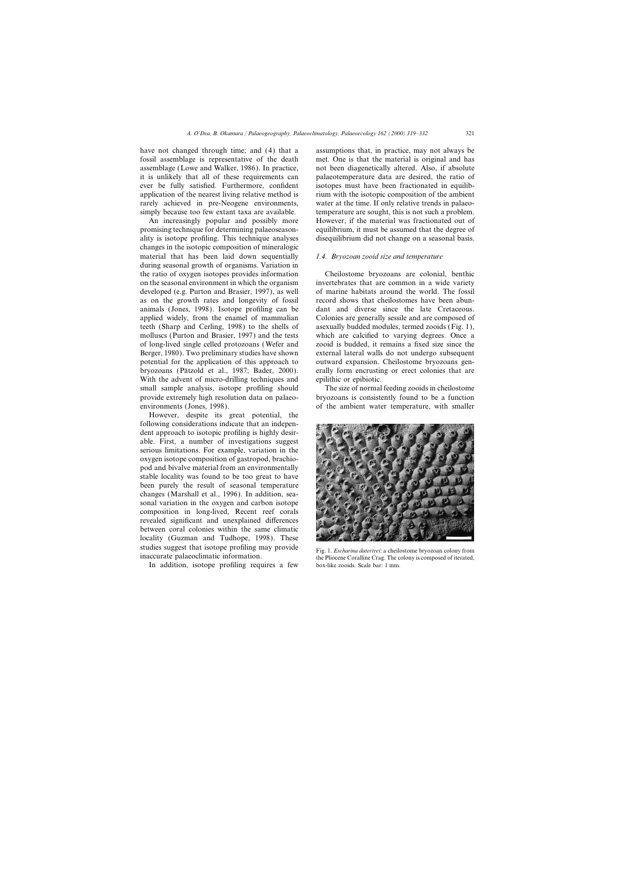have not changed through time; and (4) that a fossil assemblage is representative of the death assemblage (Lowe and Walker, 1986). In practice, it is unlikely that all of these requirements can ever be fully satisfied. Furthermore, confident application of the nearest living relative method is rarely achieved in pre-Neogene environments, simply because too few extant taxa are available.

An increasingly popular and possibly more promising technique for determining palaeoseasonality is isotope profiling. This technique analyses changes in the isotopic composition of mineralogic material that has been laid down sequentially during seasonal growth of organisms. Variation in the ratio of oxygen isotopes provides information on the seasonal environment in which the organism developed (e.g. Purton and Brasier, 1997), as well as on the growth rates and longevity of fossil animals (Jones, 1998). Isotope profiling can be applied widely, from the enamel of mammalian teeth (Sharp and Cerling, 1998) to the shells of molluscs (Purton and Brasier, 1997) and the tests of long-lived single celled protozoans (Wefer and Berger, 1980). Two preliminary studies have shown potential for the application of this approach to bryozoans (Pätzold et al., 1987; Bader, 2000). With the advent of micro-drilling techniques and small sample analysis, isotope profiling should provide extremely high resolution data on palaeoenvironments (Jones, 1998).

However, despite its great potential, the following considerations indicate that an independent approach to isotopic profiling is highly desirable. First, a number of investigations suggest serious limitations. For example, variation in the oxygen isotope composition of gastropod, brachiopod and bivalve material from an environmentally stable locality was found to be too great to have been purely the result of seasonal temperature changes (Marshall et al., 1996). In addition, seasonal variation in the oxygen and carbon isotope composition in long-lived, Recent reef corals revealed significant and unexplained differences between coral colonies within the same climatic locality (Guzman and Tudhope, 1998). These studies suggest that isotope profiling may provide inaccurate palaeoclimatic information.

In addition, isotope profiling requires a few assumptions that, in practice, may not always be met. One is that the material is original and has not been diagenetically altered. Also, if absolute palaeotemperature data are desired, the ratio of isotopes must have been fractionated in equilibrium with the isotopic composition of the ambient water at the time. If only relative trends in palaeotemperature are sought, this is not such a problem. However, if the material was fractionated out of equilibrium, it must be assumed that the degree of disequilibrium did not change on a seasonal basis.

### 1.4. Bryozoan zooid size and temperature

Cheilostome bryozoans are colonial, benthic invertebrates that are common in a wide variety of marine habitats around the world. The fossil record shows that cheilostomes have been abundant and diverse since the late Cretaceous. Colonies are generally sessile and are composed of asexually budded modules, termed zooids (Fig. 1), which are calcified to varying degrees. Once a zooid is budded, it remains a fixed size since the external lateral walls do not undergo subsequent outward expansion. Cheilostome bryozoans generally form encrusting or erect colonies that are epilithic or epibiotic.

The size of normal feeding zooids in cheilostome bryozoans is consistently found to be a function of the ambient water temperature, with smaller

Fig. 1. *Escharina dutertrei*: a cheilostome bryozoan colony from the Pliocene Coralline Crag. The colony is composed of iterated, box-like zooids. Scale bar: 1 mm.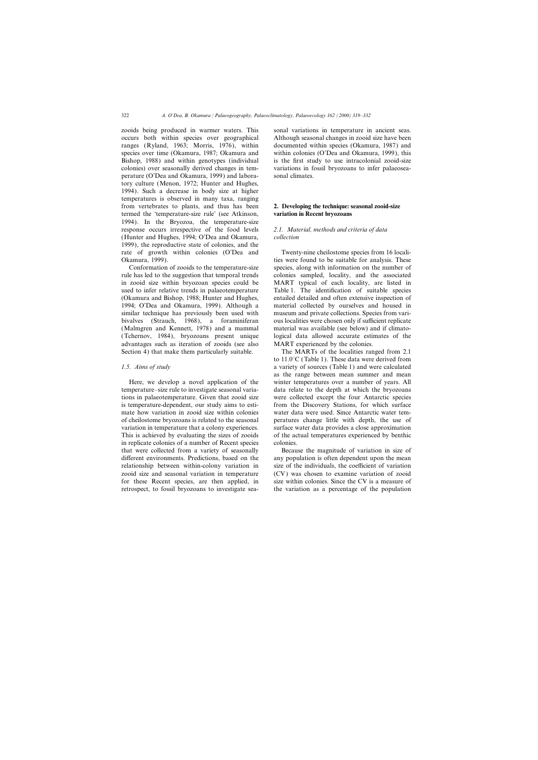zooids being produced in warmer waters. This occurs both within species over geographical ranges (Ryland, 1963; Morris, 1976), within species over time (Okamura, 1987; Okamura and Bishop, 1988) and within genotypes (individual colonies) over seasonally derived changes in temperature (O'Dea and Okamura, 1999) and laboratory culture (Menon, 1972; Hunter and Hughes, 1994). Such a decrease in body size at higher temperatures is observed in many taxa, ranging from vertebrates to plants, and thus has been termed the 'temperature-size rule' (see Atkinson, 1994). In the Bryozoa, the temperature-size response occurs irrespective of the food levels (Hunter and Hughes, 1994; O'Dea and Okamura, 1999), the reproductive state of colonies, and the rate of growth within colonies (O'Dea and Okamura, 1999).

Conformation of zooids to the temperature-size rule has led to the suggestion that temporal trends in zooid size within bryozoan species could be used to infer relative trends in palaeotemperature (Okamura and Bishop, 1988; Hunter and Hughes, 1994; O'Dea and Okamura, 1999). Although a similar technique has previously been used with bivalves (Strauch, 1968), a foraminiferan (Malmgren and Kennett, 1978) and a mammal (Tchernov, 1984), bryozoans present unique advantages such as iteration of zooids (see also Section 4) that make them particularly suitable.

### *1.5. Aims of study*

Here, we develop a novel application of the temperature–size rule to investigate seasonal variations in palaeotemperature. Given that zooid size is temperature-dependent, our study aims to estimate how variation in zooid size within colonies of cheilostome bryozoans is related to the seasonal variation in temperature that a colony experiences. This is achieved by evaluating the sizes of zooids in replicate colonies of a number of Recent species that were collected from a variety of seasonally different environments. Predictions, based on the relationship between within-colony variation in zooid size and seasonal variation in temperature for these Recent species, are then applied, in retrospect, to fossil bryozoans to investigate seasonal variations in temperature in ancient seas. Although seasonal changes in zooid size have been documented within species (Okamura, 1987) and within colonies (O'Dea and Okamura, 1999), this is the first study to use intracolonial zooid-size variations in fossil bryozoans to infer palaeoseasonal climates.

## 2. Developing the technique: seasonal zooid-size variation in Recent bryozoans

### *2.1. Material, methods and criteria of data collection*

Twenty-nine cheilostome species from 16 localities were found to be suitable for analysis. These species, along with information on the number of colonies sampled, locality, and the associated MART typical of each locality, are listed in Table 1. The identification of suitable species entailed detailed and often extensive inspection of material collected by ourselves and housed in museum and private collections. Species from various localities were chosen only if sufficient replicate material was available (see below) and if climatological data allowed accurate estimates of the MART experienced by the colonies.

The MARTs of the localities ranged from 2.1 to 11.0°C (Table 1). These data were derived from a variety of sources (Table 1) and were calculated as the range between mean summer and mean winter temperatures over a number of years. All data relate to the depth at which the bryozoans were collected except the four Antarctic species from the Discovery Stations, for which surface water data were used. Since Antarctic water temperatures change little with depth, the use of surface water data provides a close approximation of the actual temperatures experienced by benthic colonies.

Because the magnitude of variation in size of any population is often dependent upon the mean size of the individuals, the coefficient of variation (CV) was chosen to examine variation of zooid size within colonies. Since the CV is a measure of the variation as a percentage of the population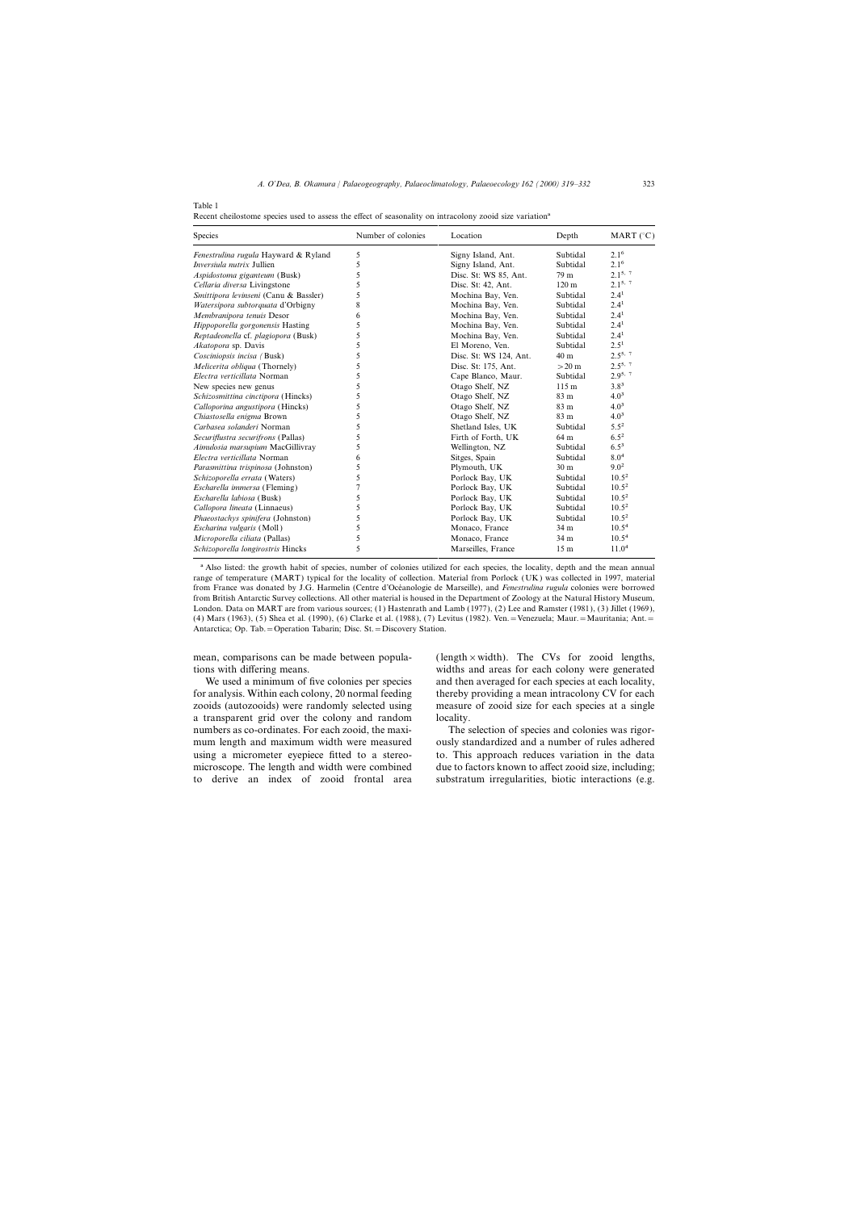Table 1

Recent cheilostome species used to assess the effect of seasonality on intracolony zooid size variation[a]

| Species | Number of colonies | Location | Depth | MART (°C) |
|---|---|---|---|---|
| *Fenestrulina rugula* Hayward & Ryland | 5 | Signy Island, Ant. | Subtidal | 2.1[6] |
| *Inversiula nutrix* Jullien | 5 | Signy Island, Ant. | Subtidal | 2.1[6] |
| *Aspidostoma giganteum* (Busk) | 5 | Disc. St: WS 85, Ant. | 79 m | 2.1[5, 7] |
| *Cellaria diversa* Livingstone | 5 | Disc. St: 42, Ant. | 120 m | 2.1[5, 7] |
| *Smittipora levinseni* (Canu & Bassler) | 5 | Mochina Bay, Ven. | Subtidal | 2.4[1] |
| *Watersipora subtorquata* d'Orbigny | 8 | Mochina Bay, Ven. | Subtidal | 2.4[1] |
| *Membranipora tenuis* Desor | 6 | Mochina Bay, Ven. | Subtidal | 2.4[1] |
| *Hippoporella gorgonensis* Hasting | 5 | Mochina Bay, Ven. | Subtidal | 2.4[1] |
| *Reptadeonella* cf. *plagiopora* (Busk) | 5 | Mochina Bay, Ven. | Subtidal | 2.4[1] |
| *Akatopora* sp. Davis | 5 | El Moreno, Ven. | Subtidal | 2.5[1] |
| *Cosciniopsis incisa* (Busk) | 5 | Disc. St: WS 124, Ant. | 40 m | 2.5[5, 7] |
| *Melicerita obliqua* (Thornely) | 5 | Disc. St: 175, Ant. | >20 m | 2.5[5, 7] |
| *Electra verticillata* Norman | 5 | Cape Blanco, Maur. | Subtidal | 2.9[5, 7] |
| New species new genus | 5 | Otago Shelf, NZ | 115 m | 3.8[3] |
| *Schizosmittina cinctipora* (Hincks) | 5 | Otago Shelf, NZ | 83 m | 4.0[3] |
| *Calloporina angustipora* (Hincks) | 5 | Otago Shelf, NZ | 83 m | 4.0[3] |
| *Chiastosella enigma* Brown | 5 | Otago Shelf, NZ | 83 m | 4.0[3] |
| *Carbasea solanderi* Norman | 5 | Shetland Isles, UK | Subtidal | 5.5[2] |
| *Securiflustra securifrons* (Pallas) | 5 | Firth of Forth, UK | 64 m | 6.5[2] |
| *Aimulosia marsupium* MacGillivray | 5 | Wellington, NZ | Subtidal | 6.5[3] |
| *Electra verticillata* Norman | 6 | Sitges, Spain | Subtidal | 8.0[4] |
| *Parasmittina trispinosa* (Johnston) | 5 | Plymouth, UK | 30 m | 9.0[2] |
| *Schizoporella errata* (Waters) | 5 | Porlock Bay, UK | Subtidal | 10.5[2] |
| *Escharella immersa* (Fleming) | 7 | Porlock Bay, UK | Subtidal | 10.5[2] |
| *Escharella labiosa* (Busk) | 5 | Porlock Bay, UK | Subtidal | 10.5[2] |
| *Callopora lineata* (Linnaeus) | 5 | Porlock Bay, UK | Subtidal | 10.5[2] |
| *Phaeostachys spinifera* (Johnston) | 5 | Porlock Bay, UK | Subtidal | 10.5[2] |
| *Escharina vulgaris* (Moll) | 5 | Monaco, France | 34 m | 10.5[4] |
| *Microporella ciliata* (Pallas) | 5 | Monaco, France | 34 m | 10.5[4] |
| *Schizoporella longirostris* Hincks | 5 | Marseilles, France | 15 m | 11.0[4] |

[a] Also listed: the growth habit of species, number of colonies utilized for each species, the locality, depth and the mean annual range of temperature (MART) typical for the locality of collection. Material from Porlock (UK) was collected in 1997, material from France was donated by J.G. Harmelin (Centre d'Océanologie de Marseille), and *Fenestrulina rugula* colonies were borrowed from British Antarctic Survey collections. All other material is housed in the Department of Zoology at the Natural History Museum, London. Data on MART are from various sources; (1) Hastenrath and Lamb (1977), (2) Lee and Ramster (1981), (3) Jillet (1969), (4) Mars (1963), (5) Shea et al. (1990), (6) Clarke et al. (1988), (7) Levitus (1982). Ven. = Venezuela; Maur. = Mauritania; Ant. = Antarctica; Op. Tab. = Operation Tabarin; Disc. St. = Discovery Station.

mean, comparisons can be made between populations with differing means.

We used a minimum of five colonies per species for analysis. Within each colony, 20 normal feeding zooids (autozooids) were randomly selected using a transparent grid over the colony and random numbers as co-ordinates. For each zooid, the maximum length and maximum width were measured using a micrometer eyepiece fitted to a stereomicroscope. The length and width were combined to derive an index of zooid frontal area (length × width). The CVs for zooid lengths, widths and areas for each colony were generated and then averaged for each species at each locality, thereby providing a mean intracolony CV for each measure of zooid size for each species at a single locality.

The selection of species and colonies was rigorously standardized and a number of rules adhered to. This approach reduces variation in the data due to factors known to affect zooid size, including; substratum irregularities, biotic interactions (e.g.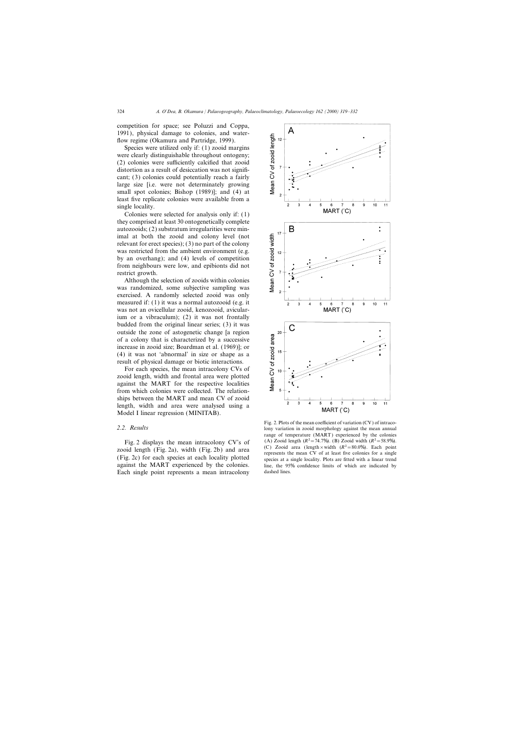competition for space; see Poluzzi and Coppa, 1991), physical damage to colonies, and water-flow regime (Okamura and Partridge, 1999).

Species were utilized only if: (1) zooid margins were clearly distinguishable throughout ontogeny; (2) colonies were sufficiently calcified that zooid distortion as a result of desiccation was not significant; (3) colonies could potentially reach a fairly large size [i.e. were not determinately growing small spot colonies; Bishop (1989)]; and (4) at least five replicate colonies were available from a single locality.

Colonies were selected for analysis only if: (1) they comprised at least 30 ontogenetically complete autozooids; (2) substratum irregularities were minimal at both the zooid and colony level (not relevant for erect species); (3) no part of the colony was restricted from the ambient environment (e.g. by an overhang); and (4) levels of competition from neighbours were low, and epibionts did not restrict growth.

Although the selection of zooids within colonies was randomized, some subjective sampling was exercised. A randomly selected zooid was only measured if: (1) it was a normal autozooid (e.g. it was not an ovicellular zooid, kenozooid, avicularium or a vibraculum); (2) it was not frontally budded from the original linear series; (3) it was outside the zone of astogenetic change [a region of a colony that is characterized by a successive increase in zooid size; Boardman et al. (1969)]; or (4) it was not 'abnormal' in size or shape as a result of physical damage or biotic interactions.

For each species, the mean intracolony CVs of zooid length, width and frontal area were plotted against the MART for the respective localities from which colonies were collected. The relationships between the MART and mean CV of zooid length, width and area were analysed using a Model I linear regression (MINITAB).

### 2.2. Results

Fig. 2 displays the mean intracolony CV's of zooid length (Fig. 2a), width (Fig. 2b) and area (Fig. 2c) for each species at each locality plotted against the MART experienced by the colonies. Each single point represents a mean intracolony

Fig. 2. Plots of the mean coefficient of variation (CV) of intracolony variation in zooid morphology against the mean annual range of temperature (MART) experienced by the colonies (A) Zooid length ($R^2=74.7\%$). (B) Zooid width ($R^2=58.9\%$). (C) Zooid area (length × width ($R^2=80.0\%$). Each point represents the mean CV of at least five colonies for a single species at a single locality. Plots are fitted with a linear trend line, the 95% confidence limits of which are indicated by dashed lines.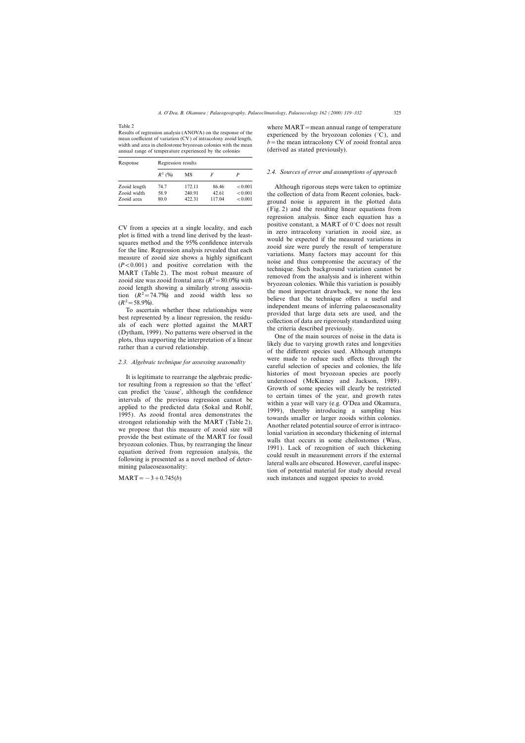Table 2

Results of regression analysis (ANOVA) on the response of the mean coefficient of variation (CV) of intracolony zooid length, width and area in cheilostome bryozoan colonies with the mean annual range of temperature experienced by the colonies

| Response | Regression results | | | |
|---|---|---|---|---|
| | $R^2$ (%) | MS | $F$ | $P$ |
| Zooid length | 74.7 | 172.11 | 86.46 | <0.001 |
| Zooid width | 58.9 | 240.91 | 42.61 | <0.001 |
| Zooid area | 80.0 | 422.31 | 117.04 | <0.001 |

CV from a species at a single locality, and each plot is fitted with a trend line derived by the least-squares method and the 95% confidence intervals for the line. Regression analysis revealed that each measure of zooid size shows a highly significant ($P<0.001$) and positive correlation with the MART (Table 2). The most robust measure of zooid size was zooid frontal area ($R^2=80.0\%$) with zooid length showing a similarly strong association ($R^2=74.7\%$) and zooid width less so ($R^2=58.9\%$).

To ascertain whether these relationships were best represented by a linear regression, the residuals of each were plotted against the MART (Dytham, 1999). No patterns were observed in the plots, thus supporting the interpretation of a linear rather than a curved relationship.

### 2.3. Algebraic technique for assessing seasonality

It is legitimate to rearrange the algebraic predictor resulting from a regression so that the 'effect' can predict the 'cause', although the confidence intervals of the previous regression cannot be applied to the predicted data (Sokal and Rohlf, 1995). As zooid frontal area demonstrates the strongest relationship with the MART (Table 2), we propose that this measure of zooid size will provide the best estimate of the MART for fossil bryozoan colonies. Thus, by rearranging the linear equation derived from regression analysis, the following is presented as a novel method of determining palaeoseasonality:

$$\text{MART} = -3 + 0.745(b)$$

where MART = mean annual range of temperature experienced by the bryozoan colonies (°C), and $b$ = the mean intracolony CV of zooid frontal area (derived as stated previously).

### 2.4. Sources of error and assumptions of approach

Although rigorous steps were taken to optimize the collection of data from Recent colonies, background noise is apparent in the plotted data (Fig. 2) and the resulting linear equations from regression analysis. Since each equation has a positive constant, a MART of 0°C does not result in zero intracolony variation in zooid size, as would be expected if the measured variations in zooid size were purely the result of temperature variations. Many factors may account for this noise and thus compromise the accuracy of the technique. Such background variation cannot be removed from the analysis and is inherent within bryozoan colonies. While this variation is possibly the most important drawback, we none the less believe that the technique offers a useful and independent means of inferring palaeoseasonality provided that large data sets are used, and the collection of data are rigorously standardized using the criteria described previously.

One of the main sources of noise in the data is likely due to varying growth rates and longevities of the different species used. Although attempts were made to reduce such effects through the careful selection of species and colonies, the life histories of most bryozoan species are poorly understood (McKinney and Jackson, 1989). Growth of some species will clearly be restricted to certain times of the year, and growth rates within a year will vary (e.g. O'Dea and Okamura, 1999), thereby introducing a sampling bias towards smaller or larger zooids within colonies. Another related potential source of error is intracolonial variation in secondary thickening of internal walls that occurs in some cheilostomes (Wass, 1991). Lack of recognition of such thickening could result in measurement errors if the external lateral walls are obscured. However, careful inspection of potential material for study should reveal such instances and suggest species to avoid.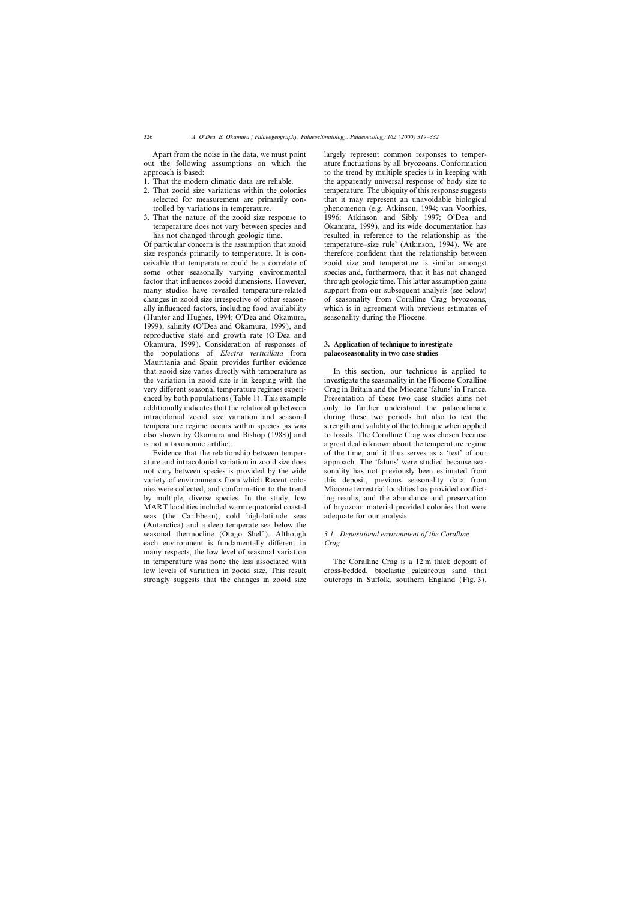Apart from the noise in the data, we must point out the following assumptions on which the approach is based:

1. That the modern climatic data are reliable.
2. That zooid size variations within the colonies selected for measurement are primarily controlled by variations in temperature.
3. That the nature of the zooid size response to temperature does not vary between species and has not changed through geologic time.

Of particular concern is the assumption that zooid size responds primarily to temperature. It is conceivable that temperature could be a correlate of some other seasonally varying environmental factor that influences zooid dimensions. However, many studies have revealed temperature-related changes in zooid size irrespective of other seasonally influenced factors, including food availability (Hunter and Hughes, 1994; O'Dea and Okamura, 1999), salinity (O'Dea and Okamura, 1999), and reproductive state and growth rate (O'Dea and Okamura, 1999). Consideration of responses of the populations of *Electra verticillata* from Mauritania and Spain provides further evidence that zooid size varies directly with temperature as the variation in zooid size is in keeping with the very different seasonal temperature regimes experienced by both populations (Table 1). This example additionally indicates that the relationship between intracolonial zooid size variation and seasonal temperature regime occurs within species [as was also shown by Okamura and Bishop (1988)] and is not a taxonomic artifact.

Evidence that the relationship between temperature and intracolonial variation in zooid size does not vary between species is provided by the wide variety of environments from which Recent colonies were collected, and conformation to the trend by multiple, diverse species. In the study, low MART localities included warm equatorial coastal seas (the Caribbean), cold high-latitude seas (Antarctica) and a deep temperate sea below the seasonal thermocline (Otago Shelf). Although each environment is fundamentally different in many respects, the low level of seasonal variation in temperature was none the less associated with low levels of variation in zooid size. This result strongly suggests that the changes in zooid size largely represent common responses to temperature fluctuations by all bryozoans. Conformation to the trend by multiple species is in keeping with the apparently universal response of body size to temperature. The ubiquity of this response suggests that it may represent an unavoidable biological phenomenon (e.g. Atkinson, 1994; van Voorhies, 1996; Atkinson and Sibly 1997; O'Dea and Okamura, 1999), and its wide documentation has resulted in reference to the relationship as 'the temperature–size rule' (Atkinson, 1994). We are therefore confident that the relationship between zooid size and temperature is similar amongst species and, furthermore, that it has not changed through geologic time. This latter assumption gains support from our subsequent analysis (see below) of seasonality from Coralline Crag bryozoans, which is in agreement with previous estimates of seasonality during the Pliocene.

## 3. Application of technique to investigate palaeoseasonality in two case studies

In this section, our technique is applied to investigate the seasonality in the Pliocene Coralline Crag in Britain and the Miocene 'faluns' in France. Presentation of these two case studies aims not only to further understand the palaeoclimate during these two periods but also to test the strength and validity of the technique when applied to fossils. The Coralline Crag was chosen because a great deal is known about the temperature regime of the time, and it thus serves as a 'test' of our approach. The 'faluns' were studied because seasonality has not previously been estimated from this deposit, previous seasonality data from Miocene terrestrial localities has provided conflicting results, and the abundance and preservation of bryozoan material provided colonies that were adequate for our analysis.

### 3.1. Depositional environment of the Coralline Crag

The Coralline Crag is a 12 m thick deposit of cross-bedded, bioclastic calcareous sand that outcrops in Suffolk, southern England (Fig. 3).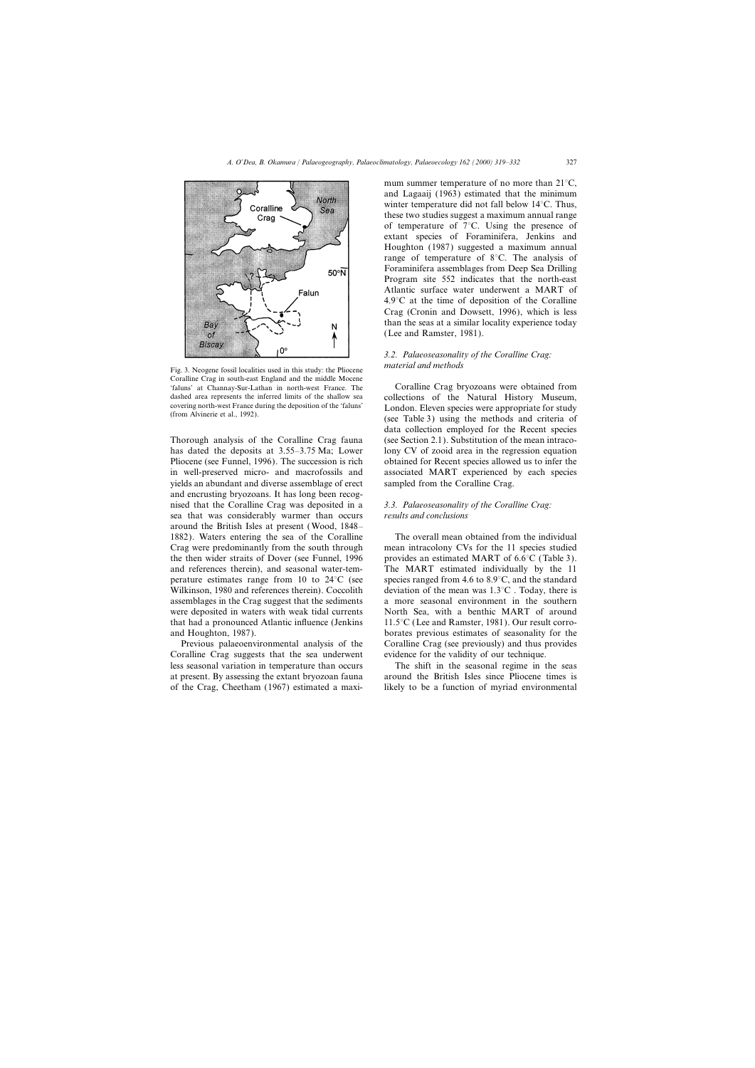Fig. 3. Neogene fossil localities used in this study: the Pliocene Coralline Crag in south-east England and the middle Mocene 'faluns' at Channay-Sur-Lathan in north-west France. The dashed area represents the inferred limits of the shallow sea covering north-west France during the deposition of the 'faluns' (from Alvinerie et al., 1992).

Thorough analysis of the Coralline Crag fauna has dated the deposits at 3.55–3.75 Ma; Lower Pliocene (see Funnel, 1996). The succession is rich in well-preserved micro- and macrofossils and yields an abundant and diverse assemblage of erect and encrusting bryozoans. It has long been recognised that the Coralline Crag was deposited in a sea that was considerably warmer than occurs around the British Isles at present (Wood, 1848–1882). Waters entering the sea of the Coralline Crag were predominantly from the south through the then wider straits of Dover (see Funnel, 1996 and references therein), and seasonal water-temperature estimates range from 10 to 24°C (see Wilkinson, 1980 and references therein). Coccolith assemblages in the Crag suggest that the sediments were deposited in waters with weak tidal currents that had a pronounced Atlantic influence (Jenkins and Houghton, 1987).

Previous palaeoenvironmental analysis of the Coralline Crag suggests that the sea underwent less seasonal variation in temperature than occurs at present. By assessing the extant bryozoan fauna of the Crag, Cheetham (1967) estimated a maximum summer temperature of no more than 21°C, and Lagaaij (1963) estimated that the minimum winter temperature did not fall below 14°C. Thus, these two studies suggest a maximum annual range of temperature of 7°C. Using the presence of extant species of Foraminifera, Jenkins and Houghton (1987) suggested a maximum annual range of temperature of 8°C. The analysis of Foraminifera assemblages from Deep Sea Drilling Program site 552 indicates that the north-east Atlantic surface water underwent a MART of 4.9°C at the time of deposition of the Coralline Crag (Cronin and Dowsett, 1996), which is less than the seas at a similar locality experience today (Lee and Ramster, 1981).

### 3.2. Palaeoseasonality of the Coralline Crag: material and methods

Coralline Crag bryozoans were obtained from collections of the Natural History Museum, London. Eleven species were appropriate for study (see Table 3) using the methods and criteria of data collection employed for the Recent species (see Section 2.1). Substitution of the mean intracolony CV of zooid area in the regression equation obtained for Recent species allowed us to infer the associated MART experienced by each species sampled from the Coralline Crag.

### 3.3. Palaeoseasonality of the Coralline Crag: results and conclusions

The overall mean obtained from the individual mean intracolony CVs for the 11 species studied provides an estimated MART of 6.6°C (Table 3). The MART estimated individually by the 11 species ranged from 4.6 to 8.9°C, and the standard deviation of the mean was 1.3°C . Today, there is a more seasonal environment in the southern North Sea, with a benthic MART of around 11.5°C (Lee and Ramster, 1981). Our result corroborates previous estimates of seasonality for the Coralline Crag (see previously) and thus provides evidence for the validity of our technique.

The shift in the seasonal regime in the seas around the British Isles since Pliocene times is likely to be a function of myriad environmental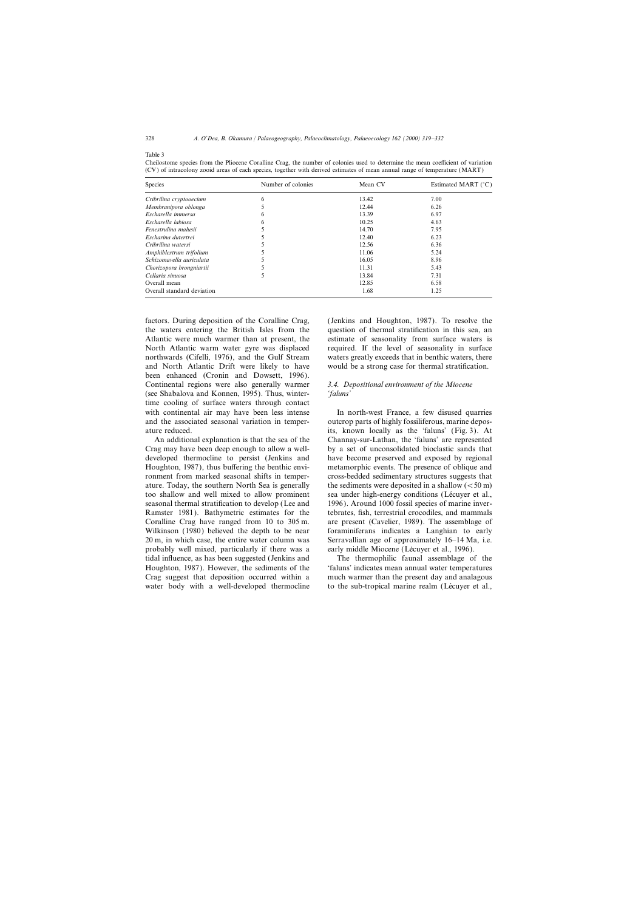Table 3

Cheilostome species from the Pliocene Coralline Crag, the number of colonies used to determine the mean coefficient of variation (CV) of intracolony zooid areas of each species, together with derived estimates of mean annual range of temperature (MART)

| Species | Number of colonies | Mean CV | Estimated MART (°C) |
|---|---|---|---|
| *Cribrilina cryptooecium* | 6 | 13.42 | 7.00 |
| *Membranipora oblonga* | 5 | 12.44 | 6.26 |
| *Escharella immersa* | 6 | 13.39 | 6.97 |
| *Escharella labiosa* | 6 | 10.25 | 4.63 |
| *Fenestrulina malusii* | 5 | 14.70 | 7.95 |
| *Escharina dutertrei* | 5 | 12.40 | 6.23 |
| *Cribrilina watersi* | 5 | 12.56 | 6.36 |
| *Amphiblestrum trifolium* | 5 | 11.06 | 5.24 |
| *Schizomavella auriculata* | 5 | 16.05 | 8.96 |
| *Chorizopora brongniartii* | 5 | 11.31 | 5.43 |
| *Cellaria sinuosa* | 5 | 13.84 | 7.31 |
| Overall mean | | 12.85 | 6.58 |
| Overall standard deviation | | 1.68 | 1.25 |

factors. During deposition of the Coralline Crag, the waters entering the British Isles from the Atlantic were much warmer than at present, the North Atlantic warm water gyre was displaced northwards (Cifelli, 1976), and the Gulf Stream and North Atlantic Drift were likely to have been enhanced (Cronin and Dowsett, 1996). Continental regions were also generally warmer (see Shabalova and Konnen, 1995). Thus, wintertime cooling of surface waters through contact with continental air may have been less intense and the associated seasonal variation in temperature reduced.

An additional explanation is that the sea of the Crag may have been deep enough to allow a well-developed thermocline to persist (Jenkins and Houghton, 1987), thus buffering the benthic environment from marked seasonal shifts in temperature. Today, the southern North Sea is generally too shallow and well mixed to allow prominent seasonal thermal stratification to develop (Lee and Ramster 1981). Bathymetric estimates for the Coralline Crag have ranged from 10 to 305 m. Wilkinson (1980) believed the depth to be near 20 m, in which case, the entire water column was probably well mixed, particularly if there was a tidal influence, as has been suggested (Jenkins and Houghton, 1987). However, the sediments of the Crag suggest that deposition occurred within a water body with a well-developed thermocline (Jenkins and Houghton, 1987). To resolve the question of thermal stratification in this sea, an estimate of seasonality from surface waters is required. If the level of seasonality in surface waters greatly exceeds that in benthic waters, there would be a strong case for thermal stratification.

### 3.4. Depositional environment of the Miocene 'faluns'

In north-west France, a few disused quarries outcrop parts of highly fossiliferous, marine deposits, known locally as the 'faluns' (Fig. 3). At Channay-sur-Lathan, the 'faluns' are represented by a set of unconsolidated bioclastic sands that have become preserved and exposed by regional metamorphic events. The presence of oblique and cross-bedded sedimentary structures suggests that the sediments were deposited in a shallow (<50 m) sea under high-energy conditions (Lécuyer et al., 1996). Around 1000 fossil species of marine invertebrates, fish, terrestrial crocodiles, and mammals are present (Cavelier, 1989). The assemblage of foraminiferans indicates a Langhian to early Serravallian age of approximately 16–14 Ma, i.e. early middle Miocene (Lécuyer et al., 1996).

The thermophilic faunal assemblage of the 'faluns' indicates mean annual water temperatures much warmer than the present day and analagous to the sub-tropical marine realm (Lécuyer et al.,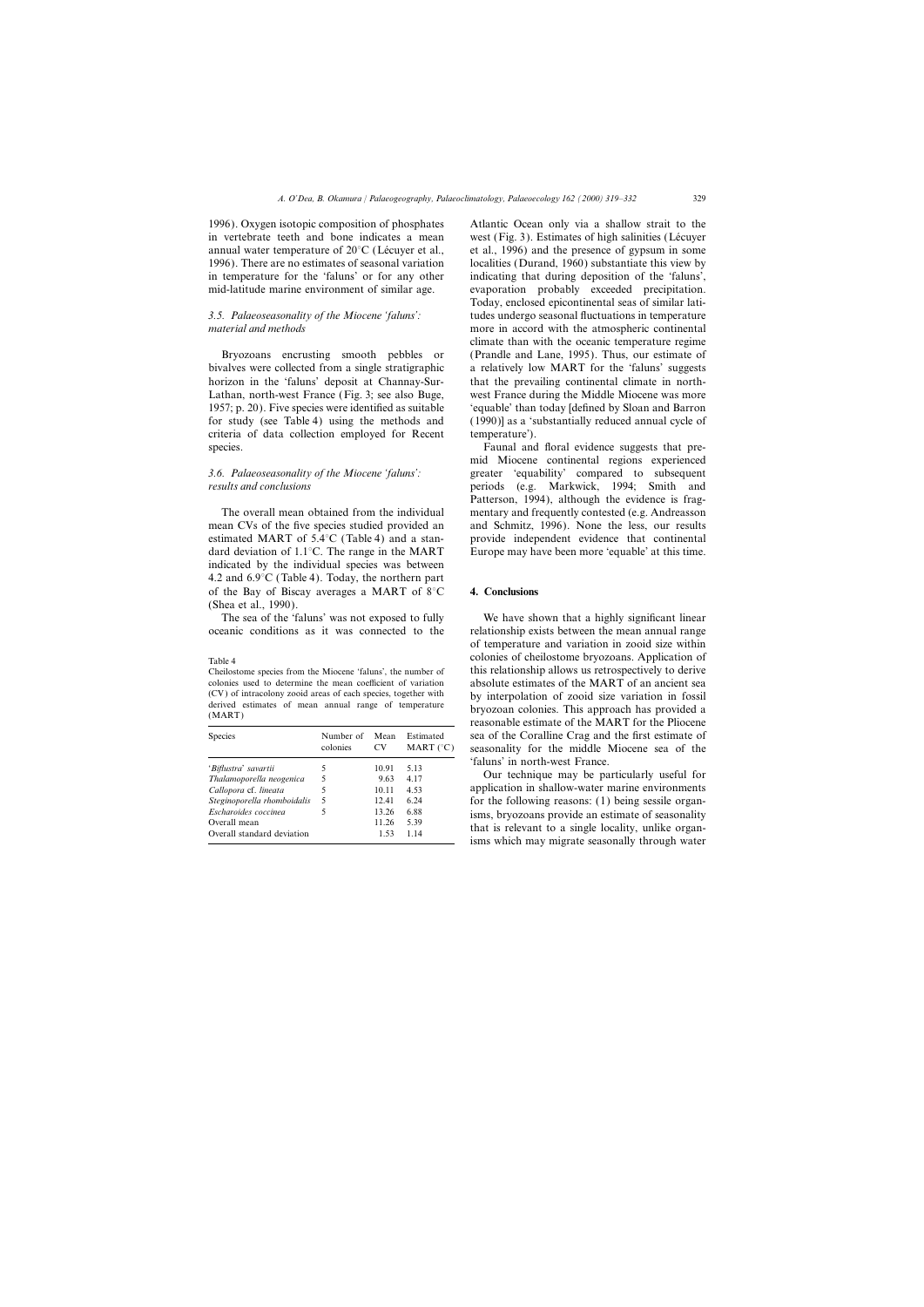1996). Oxygen isotopic composition of phosphates in vertebrate teeth and bone indicates a mean annual water temperature of 20°C (Lécuyer et al., 1996). There are no estimates of seasonal variation in temperature for the 'faluns' or for any other mid-latitude marine environment of similar age.

### 3.5. Palaeoseasonality of the Miocene 'faluns': material and methods

Bryozoans encrusting smooth pebbles or bivalves were collected from a single stratigraphic horizon in the 'faluns' deposit at Channay-Sur-Lathan, north-west France (Fig. 3; see also Buge, 1957; p. 20). Five species were identified as suitable for study (see Table 4) using the methods and criteria of data collection employed for Recent species.

### 3.6. Palaeoseasonality of the Miocene 'faluns': results and conclusions

The overall mean obtained from the individual mean CVs of the five species studied provided an estimated MART of 5.4°C (Table 4) and a standard deviation of 1.1°C. The range in the MART indicated by the individual species was between 4.2 and 6.9°C (Table 4). Today, the northern part of the Bay of Biscay averages a MART of 8°C (Shea et al., 1990).

The sea of the 'faluns' was not exposed to fully oceanic conditions as it was connected to the Atlantic Ocean only via a shallow strait to the west (Fig. 3). Estimates of high salinities (Lécuyer et al., 1996) and the presence of gypsum in some localities (Durand, 1960) substantiate this view by indicating that during deposition of the 'faluns', evaporation probably exceeded precipitation. Today, enclosed epicontinental seas of similar latitudes undergo seasonal fluctuations in temperature more in accord with the atmospheric continental climate than with the oceanic temperature regime (Prandle and Lane, 1995). Thus, our estimate of a relatively low MART for the 'faluns' suggests that the prevailing continental climate in north-west France during the Middle Miocene was more 'equable' than today [defined by Sloan and Barron (1990)] as a 'substantially reduced annual cycle of temperature').

Faunal and floral evidence suggests that pre-mid Miocene continental regions experienced greater 'equability' compared to subsequent periods (e.g. Markwick, 1994; Smith and Patterson, 1994), although the evidence is fragmentary and frequently contested (e.g. Andreasson and Schmitz, 1996). None the less, our results provide independent evidence that continental Europe may have been more 'equable' at this time.

Table 4
Cheilostome species from the Miocene 'faluns', the number of colonies used to determine the mean coefficient of variation (CV) of intracolony zooid areas of each species, together with derived estimates of mean annual range of temperature (MART)

| Species | Number of colonies | Mean CV | Estimated MART (°C) |
|---|---|---|---|
| '*Biflustra*' *savartii* | 5 | 10.91 | 5.13 |
| *Thalamoporella neogenica* | 5 | 9.63 | 4.17 |
| *Callopora* cf. *lineata* | 5 | 10.11 | 4.53 |
| *Steginoporella rhomboidalis* | 5 | 12.41 | 6.24 |
| *Escharoides coccinea* | 5 | 13.26 | 6.88 |
| Overall mean | | 11.26 | 5.39 |
| Overall standard deviation | | 1.53 | 1.14 |

## 4. Conclusions

We have shown that a highly significant linear relationship exists between the mean annual range of temperature and variation in zooid size within colonies of cheilostome bryozoans. Application of this relationship allows us retrospectively to derive absolute estimates of the MART of an ancient sea by interpolation of zooid size variation in fossil bryozoan colonies. This approach has provided a reasonable estimate of the MART for the Pliocene sea of the Coralline Crag and the first estimate of seasonality for the middle Miocene sea of the 'faluns' in north-west France.

Our technique may be particularly useful for application in shallow-water marine environments for the following reasons: (1) being sessile organisms, bryozoans provide an estimate of seasonality that is relevant to a single locality, unlike organisms which may migrate seasonally through water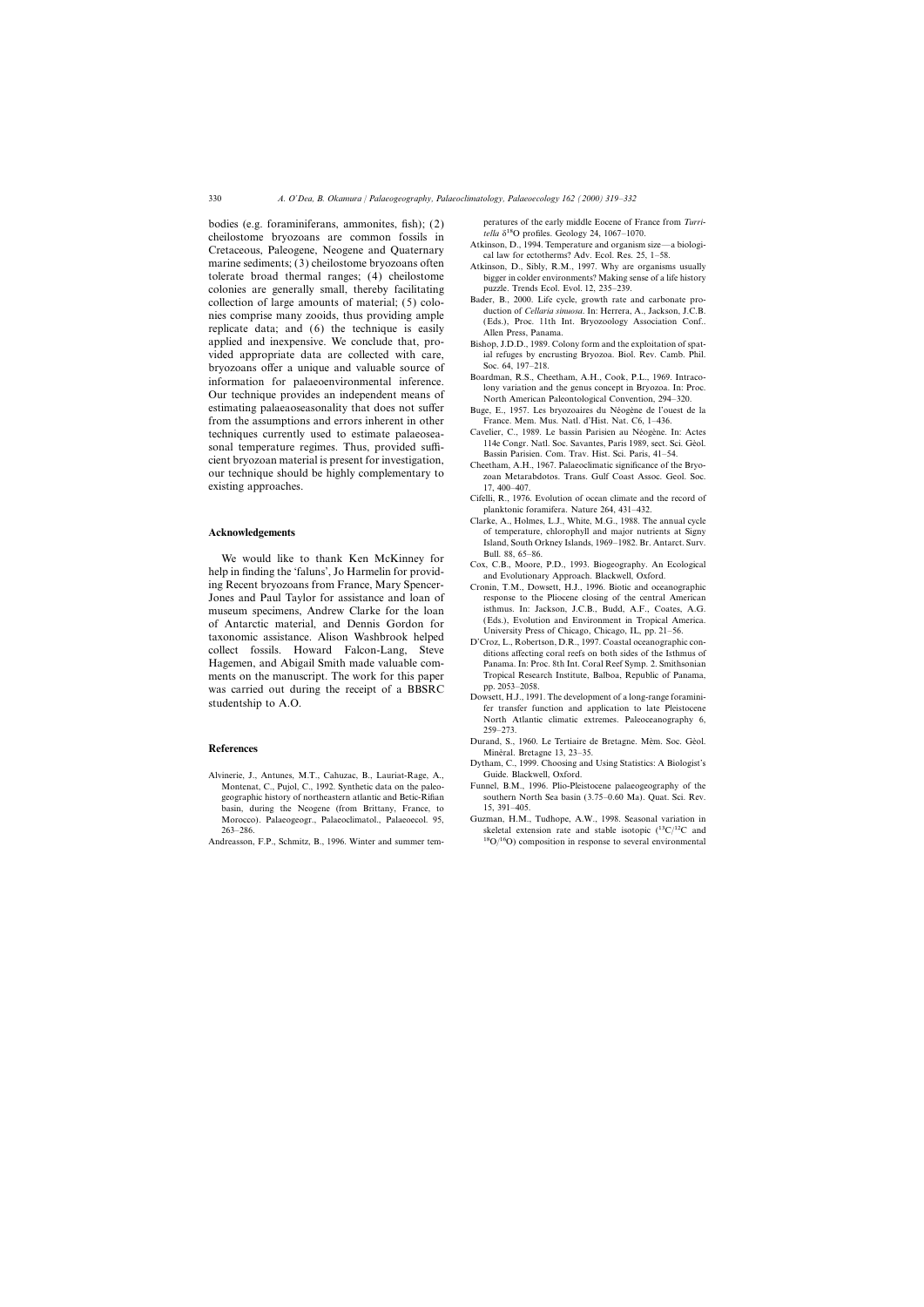bodies (e.g. foraminiferans, ammonites, fish); (2) cheilostome bryozoans are common fossils in Cretaceous, Paleogene, Neogene and Quaternary marine sediments; (3) cheilostome bryozoans often tolerate broad thermal ranges; (4) cheilostome colonies are generally small, thereby facilitating collection of large amounts of material; (5) colonies comprise many zooids, thus providing ample replicate data; and (6) the technique is easily applied and inexpensive. We conclude that, provided appropriate data are collected with care, bryozoans offer a unique and valuable source of information for palaeoenvironmental inference. Our technique provides an independent means of estimating palaeoseasonality that does not suffer from the assumptions and errors inherent in other techniques currently used to estimate palaeoseasonal temperature regimes. Thus, provided sufficient bryozoan material is present for investigation, our technique should be highly complementary to existing approaches.

## Acknowledgements

We would like to thank Ken McKinney for help in finding the 'faluns', Jo Harmelin for providing Recent bryozoans from France, Mary Spencer-Jones and Paul Taylor for assistance and loan of museum specimens, Andrew Clarke for the loan of Antarctic material, and Dennis Gordon for taxonomic assistance. Alison Washbrook helped collect fossils. Howard Falcon-Lang, Steve Hagemen, and Abigail Smith made valuable comments on the manuscript. The work for this paper was carried out during the receipt of a BBSRC studentship to A.O.

## References

Alvinerie, J., Antunes, M.T., Cahuzac, B., Lauriat-Rage, A., Montenat, C., Pujol, C., 1992. Synthetic data on the paleogeographic history of northeastern atlantic and Betic-Rifian basin, during the Neogene (from Brittany, France, to Morocco). Palaeogeogr., Palaeoclimatol., Palaeoecol. 95, 263–286.

Andreasson, F.P., Schmitz, B., 1996. Winter and summer temperatures of the early middle Eocene of France from *Turritella* $\delta^{18}O$ profiles. Geology 24, 1067–1070.

Atkinson, D., 1994. Temperature and organism size—a biological law for ectotherms? Adv. Ecol. Res. 25, 1–58.

Atkinson, D., Sibly, R.M., 1997. Why are organisms usually bigger in colder environments? Making sense of a life history puzzle. Trends Ecol. Evol. 12, 235–239.

Bader, B., 2000. Life cycle, growth rate and carbonate production of *Cellaria sinuosa*. In: Herrera, A., Jackson, J.C.B. (Eds.), Proc. 11th Int. Bryozoology Association Conf.. Allen Press, Panama.

Bishop, J.D.D., 1989. Colony form and the exploitation of spatial refuges by encrusting Bryozoa. Biol. Rev. Camb. Phil. Soc. 64, 197–218.

Boardman, R.S., Cheetham, A.H., Cook, P.L., 1969. Intracolony variation and the genus concept in Bryozoa. In: Proc. North American Paleontological Convention, 294–320.

Buge, E., 1957. Les bryozoaires du Néogène de l'ouest de la France. Mem. Mus. Natl. d'Hist. Nat. C6, 1–436.

Cavelier, C., 1989. Le bassin Parisien au Néogène. In: Actes 114e Congr. Natl. Soc. Savantes, Paris 1989, sect. Sci. Géol. Bassin Parisien. Com. Trav. Hist. Sci. Paris, 41–54.

Cheetham, A.H., 1967. Palaeoclimatic significance of the Bryozoan Metarabdotos. Trans. Gulf Coast Assoc. Geol. Soc. 17, 400–407.

Cifelli, R., 1976. Evolution of ocean climate and the record of planktonic foramifera. Nature 264, 431–432.

Clarke, A., Holmes, L.J., White, M.G., 1988. The annual cycle of temperature, chlorophyll and major nutrients at Signy Island, South Orkney Islands, 1969–1982. Br. Antarct. Surv. Bull. 88, 65–86.

Cox, C.B., Moore, P.D., 1993. Biogeography. An Ecological and Evolutionary Approach. Blackwell, Oxford.

Cronin, T.M., Dowsett, H.J., 1996. Biotic and oceanographic response to the Pliocene closing of the central American isthmus. In: Jackson, J.C.B., Budd, A.F., Coates, A.G. (Eds.), Evolution and Environment in Tropical America. University Press of Chicago, Chicago, IL, pp. 21–56.

D'Croz, L., Robertson, D.R., 1997. Coastal oceanographic conditions affecting coral reefs on both sides of the Isthmus of Panama. In: Proc. 8th Int. Coral Reef Symp. 2. Smithsonian Tropical Research Institute, Balboa, Republic of Panama, pp. 2053–2058.

Dowsett, H.J., 1991. The development of a long-range foraminifer transfer function and application to late Pleistocene North Atlantic climatic extremes. Paleoceanography 6, 259–273.

Durand, S., 1960. Le Tertiaire de Bretagne. Mém. Soc. Géol. Minéral. Bretagne 13, 23–35.

Dytham, C., 1999. Choosing and Using Statistics: A Biologist's Guide. Blackwell, Oxford.

Funnel, B.M., 1996. Plio-Pleistocene palaeogeography of the southern North Sea basin (3.75–0.60 Ma). Quat. Sci. Rev. 15, 391–405.

Guzman, H.M., Tudhope, A.W., 1998. Seasonal variation in skeletal extension rate and stable isotopic ($^{13}C/^{12}C$ and $^{18}O/^{16}O$) composition in response to several environmental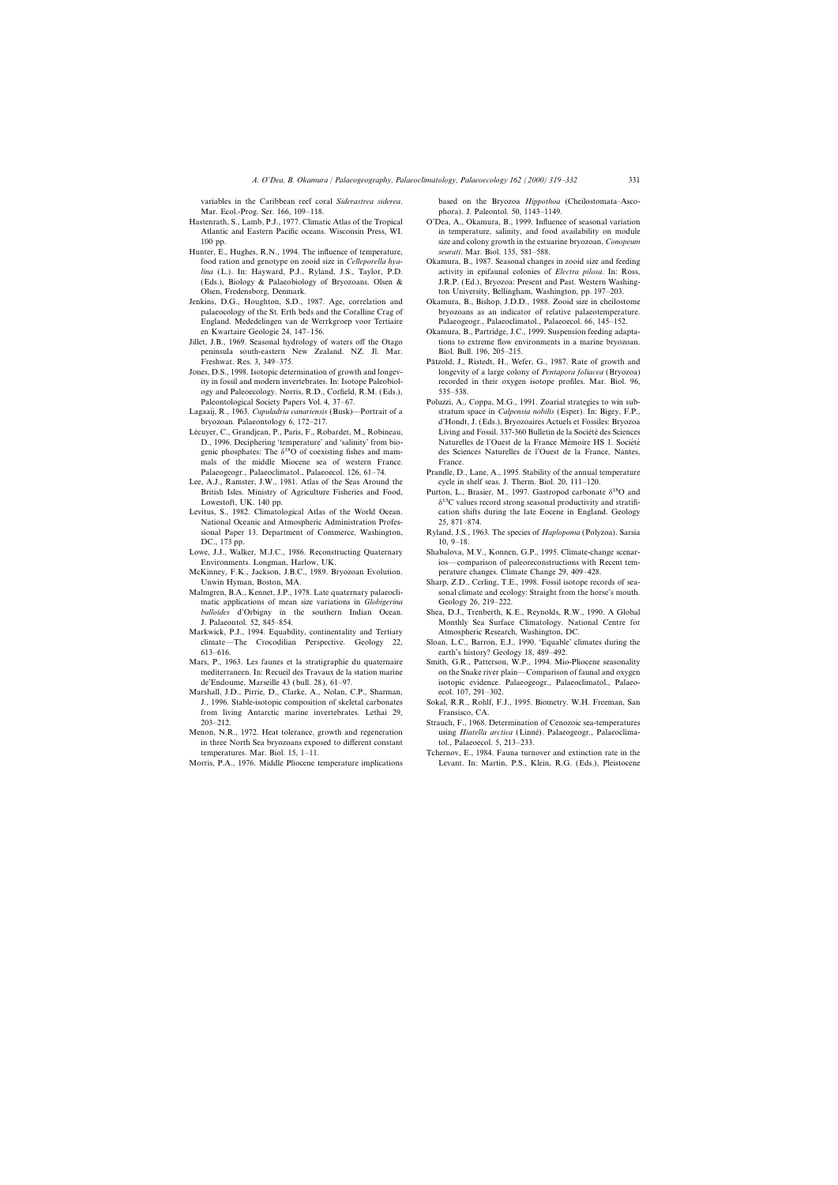variables in the Caribbean reef coral *Siderastrea siderea*. Mar. Ecol.-Prog. Ser. 166, 109–118.

Hastenrath, S., Lamb, P.J., 1977. Climatic Atlas of the Tropical Atlantic and Eastern Pacific oceans. Wisconsin Press, WI. 100 pp.

Hunter, E., Hughes, R.N., 1994. The influence of temperature, food ration and genotype on zooid size in *Celleporella hyalina* (L.). In: Hayward, P.J., Ryland, J.S., Taylor, P.D. (Eds.), Biology & Palaeobiology of Bryozoans. Olsen & Olsen, Fredensborg, Denmark.

Jenkins, D.G., Houghton, S.D., 1987. Age, correlation and palaeocology of the St. Erth beds and the Coralline Crag of England. Mededelingen van de Werrkgroep voor Tertiaire en Kwartaire Geologie 24, 147–156.

Jillet, J.B., 1969. Seasonal hydrology of waters off the Otago peninsula south-eastern New Zealand. NZ. Jl. Mar. Freshwat. Res. 3, 349–375.

Jones, D.S., 1998. Isotopic determination of growth and longevity in fossil and modern invertebrates. In: Isotope Paleobiology and Paleoecology. Norris, R.D., Corfield, R.M. (Eds.), Paleontological Society Papers Vol. 4, 37–67.

Lagaaij, R., 1963. *Cupuladria canariensis* (Busk)—Portrait of a bryozoan. Palaeontology 6, 172–217.

Lécuyer, C., Grandjean, P., Paris, F., Robardet, M., Robineau, D., 1996. Deciphering 'temperature' and 'salinity' from biogenic phosphates: The $\delta^{18}O$ of coexisting fishes and mammals of the middle Miocene sea of western France. Palaeogeogr., Palaeoclimatol., Palaeoecol. 126, 61–74.

Lee, A.J., Ramster, J.W., 1981. Atlas of the Seas Around the British Isles. Ministry of Agriculture Fisheries and Food, Lowestoft, UK. 140 pp.

Levitus, S., 1982. Climatological Atlas of the World Ocean. National Oceanic and Atmospheric Administration Professional Paper 13. Department of Commerce, Washington, DC., 173 pp.

Lowe, J.J., Walker, M.J.C., 1986. Reconstructing Quaternary Environments. Longman, Harlow, UK.

McKinney, F.K., Jackson, J.B.C., 1989. Bryozoan Evolution. Unwin Hyman, Boston, MA.

Malmgren, B.A., Kennet, J.P., 1978. Late quaternary palaeoclimatic applications of mean size variations in *Globigerina bulloides* d'Orbigny in the southern Indian Ocean. J. Palaeontol. 52, 845–854.

Markwick, P.J., 1994. Equability, continentality and Tertiary climate—The Crocodilian Perspective. Geology 22, 613–616.

Mars, P., 1963. Les faunes et la stratigraphie du quaternaire mediterraneen. In: Recueil des Travaux de la station marine de'Endoume, Marseille 43 (bull. 28), 61–97.

Marshall, J.D., Pirrie, D., Clarke, A., Nolan, C.P., Sharman, J., 1996. Stable-isotopic composition of skeletal carbonates from living Antarctic marine invertebrates. Lethai 29, 203–212.

Menon, N.R., 1972. Heat tolerance, growth and regeneration in three North Sea bryozoans exposed to different constant temperatures. Mar. Biol. 15, 1–11.

Morris, P.A., 1976. Middle Pliocene temperature implications based on the Bryozoa *Hippothoa* (Cheilostomata–Ascophora). J. Paleontol. 50, 1143–1149.

O'Dea, A., Okamura, B., 1999. Influence of seasonal variation in temperature, salinity, and food availability on module size and colony growth in the estuarine bryozoan, *Conopeum seurati*. Mar. Biol. 135, 581–588.

Okamura, B., 1987. Seasonal changes in zooid size and feeding activity in epifaunal colonies of *Electra pilosa*. In: Ross, J.R.P. (Ed.), Bryozoa: Present and Past. Western Washington University, Bellingham, Washington, pp. 197–203.

Okamura, B., Bishop, J.D.D., 1988. Zooid size in cheilostome bryozoans as an indicator of relative palaeotemperature. Palaeogeogr., Palaeoclimatol., Palaeoecol. 66, 145–152.

Okamura, B., Partridge, J.C., 1999. Suspension feeding adaptations to extreme flow environments in a marine bryozoan. Biol. Bull. 196, 205–215.

Pätzold, J., Ristedt, H., Wefer, G., 1987. Rate of growth and longevity of a large colony of *Pentapora foliacea* (Bryozoa) recorded in their oxygen isotope profiles. Mar. Biol. 96, 535–538.

Poluzzi, A., Coppa, M.G., 1991. Zoarial strategies to win substratum space in *Calpensia nobilis* (Esper). In: Bigey, F.P., d'Hondt, J. (Eds.), Bryozoaires Actuels et Fossiles: Bryozoa Living and Fossil. 337-360 Bulletin de la Société des Sciences Naturelles de l'Ouest de la France Mémoire HS 1. Société des Sciences Naturelles de l'Ouest de la France, Nantes, France.

Prandle, D., Lane, A., 1995. Stability of the annual temperature cycle in shelf seas. J. Therm. Biol. 20, 111–120.

Purton, L., Brasier, M., 1997. Gastropod carbonate $\delta^{18}O$ and $\delta^{13}C$ values record strong seasonal productivity and stratification shifts during the late Eocene in England. Geology 25, 871–874.

Ryland, J.S., 1963. The species of *Haplopoma* (Polyzoa). Sarsia 10, 9–18.

Shabalova, M.V., Konnen, G.P., 1995. Climate-change scenarios—comparison of paleoreconstructions with Recent temperature changes. Climate Change 29, 409–428.

Sharp, Z.D., Cerling, T.E., 1998. Fossil isotope records of seasonal climate and ecology: Straight from the horse's mouth. Geology 26, 219–222.

Shea, D.J., Trenberth, K.E., Reynolds, R.W., 1990. A Global Monthly Sea Surface Climatology. National Centre for Atmospheric Research, Washington, DC.

Sloan, L.C., Barron, E.J., 1990. 'Equable' climates during the earth's history? Geology 18, 489–492.

Smith, G.R., Patterson, W.P., 1994. Mio-Pliocene seasonality on the Snake river plain—Comparison of faunal and oxygen isotopic evidence. Palaeogeogr., Palaeoclimatol., Palaeoecol. 107, 291–302.

Sokal, R.R., Rohlf, F.J., 1995. Biometry. W.H. Freeman, San Fransisco, CA.

Strauch, F., 1968. Determination of Cenozoic sea-temperatures using *Hiatella arctica* (Linné). Palaeogeogr., Palaeoclimatol., Palaeoecol. 5, 213–233.

Tchernov, E., 1984. Fauna turnover and extinction rate in the Levant. In: Martin, P.S., Klein, R.G. (Eds.), Pleistocene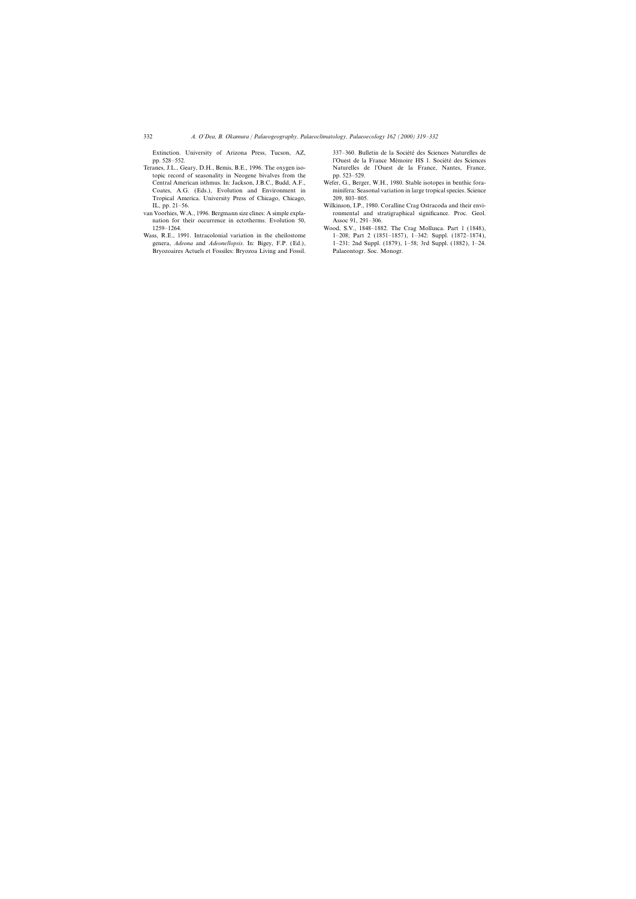Extinction. University of Arizona Press, Tucson, AZ, pp. 528–552.

Teranes, J.L., Geary, D.H., Bemis, B.E., 1996. The oxygen isotopic record of seasonality in Neogene bivalves from the Central American isthmus. In: Jackson, J.B.C., Budd, A.F., Coates, A.G. (Eds.), Evolution and Environment in Tropical America. University Press of Chicago, Chicago, IL, pp. 21–56.

van Voorhies, W.A., 1996. Bergmann size clines: A simple explanation for their occurrence in ectotherms. Evolution 50, 1259–1264.

Wass, R.E., 1991. Intracolonial variation in the cheilostome genera, *Adeona* and *Adeonellopsis*. In: Bigey, F.P. (Ed.), Bryozoaires Actuels et Fossiles: Bryozoa Living and Fossil. 337–360. Bulletin de la Société des Sciences Naturelles de l'Ouest de la France Mémoire HS 1. Société des Sciences Naturelles de l'Ouest de la France, Nantes, France, pp. 523–529.

Wefer, G., Berger, W.H., 1980. Stable isotopes in benthic foraminifera: Seasonal variation in large tropical species. Science 209, 803–805.

Wilkinson, I.P., 1980. Coralline Crag Ostracoda and their environmental and stratigraphical significance. Proc. Geol. Assoc 91, 291–306.

Wood, S.V., 1848–1882. The Crag Mollusca. Part 1 (1848), 1–208; Part 2 (1851–1857), 1–342: Suppl. (1872–1874), 1–231: 2nd Suppl. (1879), 1–58; 3rd Suppl. (1882), 1–24. Palaeontogr. Soc. Monogr.